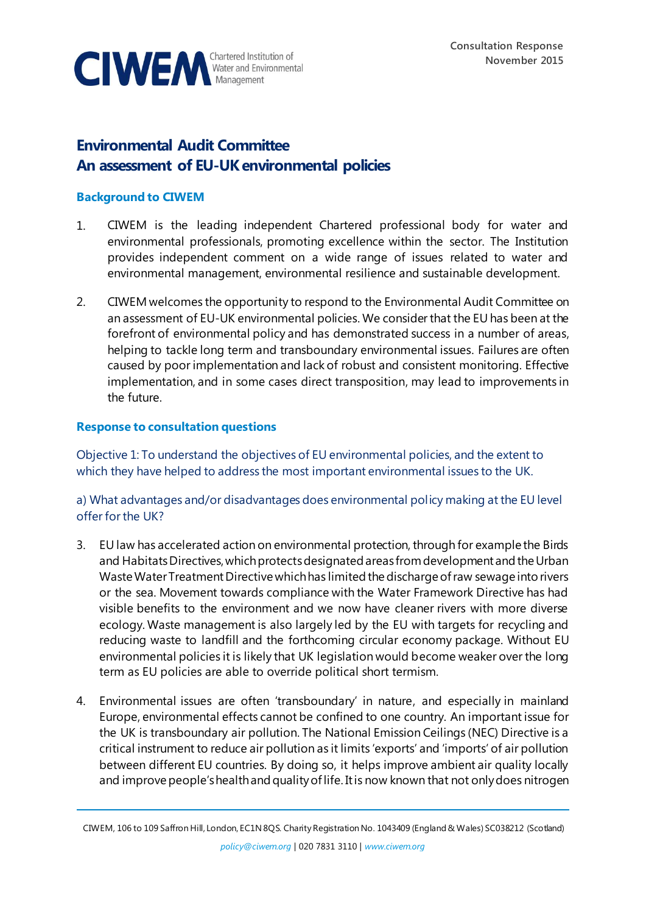**CIWEM** Chartered Institution of Water and Environmental Management

Consultation Response
November 2015

# Environmental Audit Committee
# An assessment of EU-UK environmental policies

## Background to CIWEM

1. CIWEM is the leading independent Chartered professional body for water and environmental professionals, promoting excellence within the sector. The Institution provides independent comment on a wide range of issues related to water and environmental management, environmental resilience and sustainable development.

2. CIWEM welcomes the opportunity to respond to the Environmental Audit Committee on an assessment of EU-UK environmental policies. We consider that the EU has been at the forefront of environmental policy and has demonstrated success in a number of areas, helping to tackle long term and transboundary environmental issues. Failures are often caused by poor implementation and lack of robust and consistent monitoring. Effective implementation, and in some cases direct transposition, may lead to improvements in the future.

## Response to consultation questions

### Objective 1: To understand the objectives of EU environmental policies, and the extent to which they have helped to address the most important environmental issues to the UK.

### a) What advantages and/or disadvantages does environmental policy making at the EU level offer for the UK?

3. EU law has accelerated action on environmental protection, through for example the Birds and Habitats Directives, which protects designated areas from development and the Urban Waste Water Treatment Directive which has limited the discharge of raw sewage into rivers or the sea. Movement towards compliance with the Water Framework Directive has had visible benefits to the environment and we now have cleaner rivers with more diverse ecology. Waste management is also largely led by the EU with targets for recycling and reducing waste to landfill and the forthcoming circular economy package. Without EU environmental policies it is likely that UK legislation would become weaker over the long term as EU policies are able to override political short termism.

4. Environmental issues are often 'transboundary' in nature, and especially in mainland Europe, environmental effects cannot be confined to one country. An important issue for the UK is transboundary air pollution. The National Emission Ceilings (NEC) Directive is a critical instrument to reduce air pollution as it limits 'exports' and 'imports' of air pollution between different EU countries. By doing so, it helps improve ambient air quality locally and improve people's health and quality of life. It is now known that not only does nitrogen

CIWEM, 106 to 109 Saffron Hill, London, EC1N 8QS. Charity Registration No. 1043409 (England & Wales) SC038212 (Scotland)
policy@ciwem.org | 020 7831 3110 | www.ciwem.org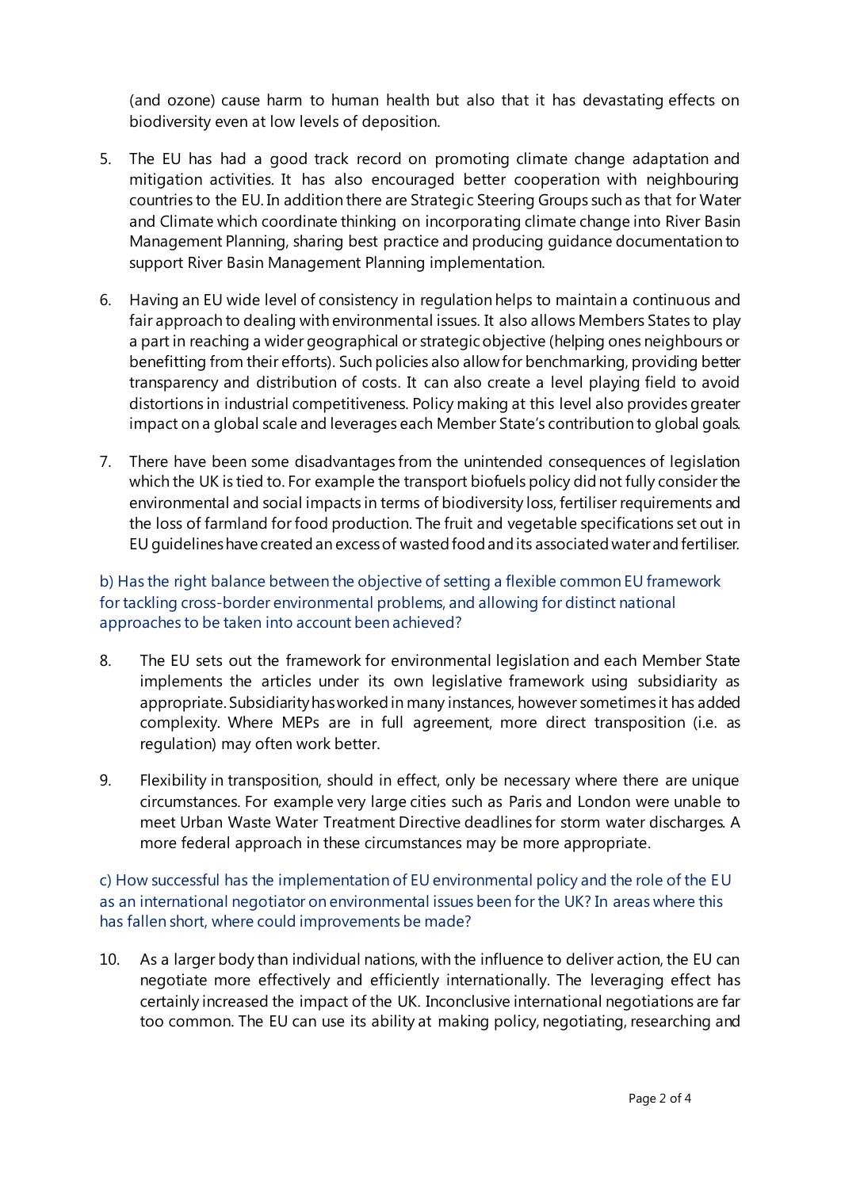(and ozone) cause harm to human health but also that it has devastating effects on biodiversity even at low levels of deposition.

5. The EU has had a good track record on promoting climate change adaptation and mitigation activities. It has also encouraged better cooperation with neighbouring countries to the EU. In addition there are Strategic Steering Groups such as that for Water and Climate which coordinate thinking on incorporating climate change into River Basin Management Planning, sharing best practice and producing guidance documentation to support River Basin Management Planning implementation.

6. Having an EU wide level of consistency in regulation helps to maintain a continuous and fair approach to dealing with environmental issues. It also allows Members States to play a part in reaching a wider geographical or strategic objective (helping ones neighbours or benefitting from their efforts). Such policies also allow for benchmarking, providing better transparency and distribution of costs. It can also create a level playing field to avoid distortions in industrial competitiveness. Policy making at this level also provides greater impact on a global scale and leverages each Member State's contribution to global goals.

7. There have been some disadvantages from the unintended consequences of legislation which the UK is tied to. For example the transport biofuels policy did not fully consider the environmental and social impacts in terms of biodiversity loss, fertiliser requirements and the loss of farmland for food production. The fruit and vegetable specifications set out in EU guidelines have created an excess of wasted food and its associated water and fertiliser.

b) Has the right balance between the objective of setting a flexible common EU framework for tackling cross-border environmental problems, and allowing for distinct national approaches to be taken into account been achieved?

8. The EU sets out the framework for environmental legislation and each Member State implements the articles under its own legislative framework using subsidiarity as appropriate. Subsidiarity has worked in many instances, however sometimes it has added complexity. Where MEPs are in full agreement, more direct transposition (i.e. as regulation) may often work better.

9. Flexibility in transposition, should in effect, only be necessary where there are unique circumstances. For example very large cities such as Paris and London were unable to meet Urban Waste Water Treatment Directive deadlines for storm water discharges. A more federal approach in these circumstances may be more appropriate.

c) How successful has the implementation of EU environmental policy and the role of the EU as an international negotiator on environmental issues been for the UK? In areas where this has fallen short, where could improvements be made?

10. As a larger body than individual nations, with the influence to deliver action, the EU can negotiate more effectively and efficiently internationally. The leveraging effect has certainly increased the impact of the UK. Inconclusive international negotiations are far too common. The EU can use its ability at making policy, negotiating, researching and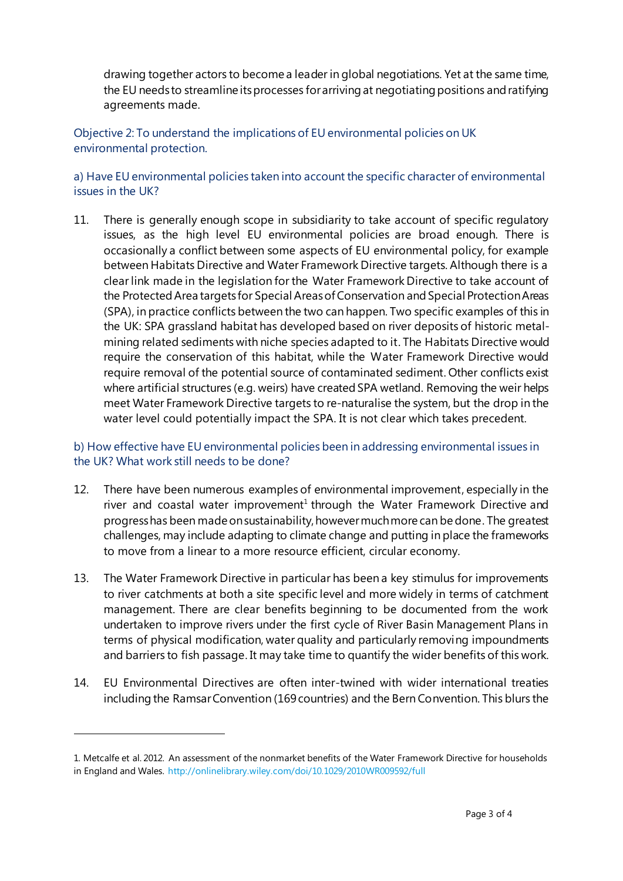drawing together actors to become a leader in global negotiations. Yet at the same time, the EU needs to streamline its processes for arriving at negotiating positions and ratifying agreements made.

## Objective 2: To understand the implications of EU environmental policies on UK environmental protection.

### a) Have EU environmental policies taken into account the specific character of environmental issues in the UK?

11. There is generally enough scope in subsidiarity to take account of specific regulatory issues, as the high level EU environmental policies are broad enough. There is occasionally a conflict between some aspects of EU environmental policy, for example between Habitats Directive and Water Framework Directive targets. Although there is a clear link made in the legislation for the Water Framework Directive to take account of the Protected Area targets for Special Areas of Conservation and Special Protection Areas (SPA), in practice conflicts between the two can happen. Two specific examples of this in the UK: SPA grassland habitat has developed based on river deposits of historic metal-mining related sediments with niche species adapted to it. The Habitats Directive would require the conservation of this habitat, while the Water Framework Directive would require removal of the potential source of contaminated sediment. Other conflicts exist where artificial structures (e.g. weirs) have created SPA wetland. Removing the weir helps meet Water Framework Directive targets to re-naturalise the system, but the drop in the water level could potentially impact the SPA. It is not clear which takes precedent.

### b) How effective have EU environmental policies been in addressing environmental issues in the UK? What work still needs to be done?

12. There have been numerous examples of environmental improvement, especially in the river and coastal water improvement[1] through the Water Framework Directive and progress has been made on sustainability, however much more can be done. The greatest challenges, may include adapting to climate change and putting in place the frameworks to move from a linear to a more resource efficient, circular economy.

13. The Water Framework Directive in particular has been a key stimulus for improvements to river catchments at both a site specific level and more widely in terms of catchment management. There are clear benefits beginning to be documented from the work undertaken to improve rivers under the first cycle of River Basin Management Plans in terms of physical modification, water quality and particularly removing impoundments and barriers to fish passage. It may take time to quantify the wider benefits of this work.

14. EU Environmental Directives are often inter-twined with wider international treaties including the Ramsar Convention (169 countries) and the Bern Convention. This blurs the

---

1. Metcalfe et al. 2012. An assessment of the nonmarket benefits of the Water Framework Directive for households in England and Wales. http://onlinelibrary.wiley.com/doi/10.1029/2010WR009592/full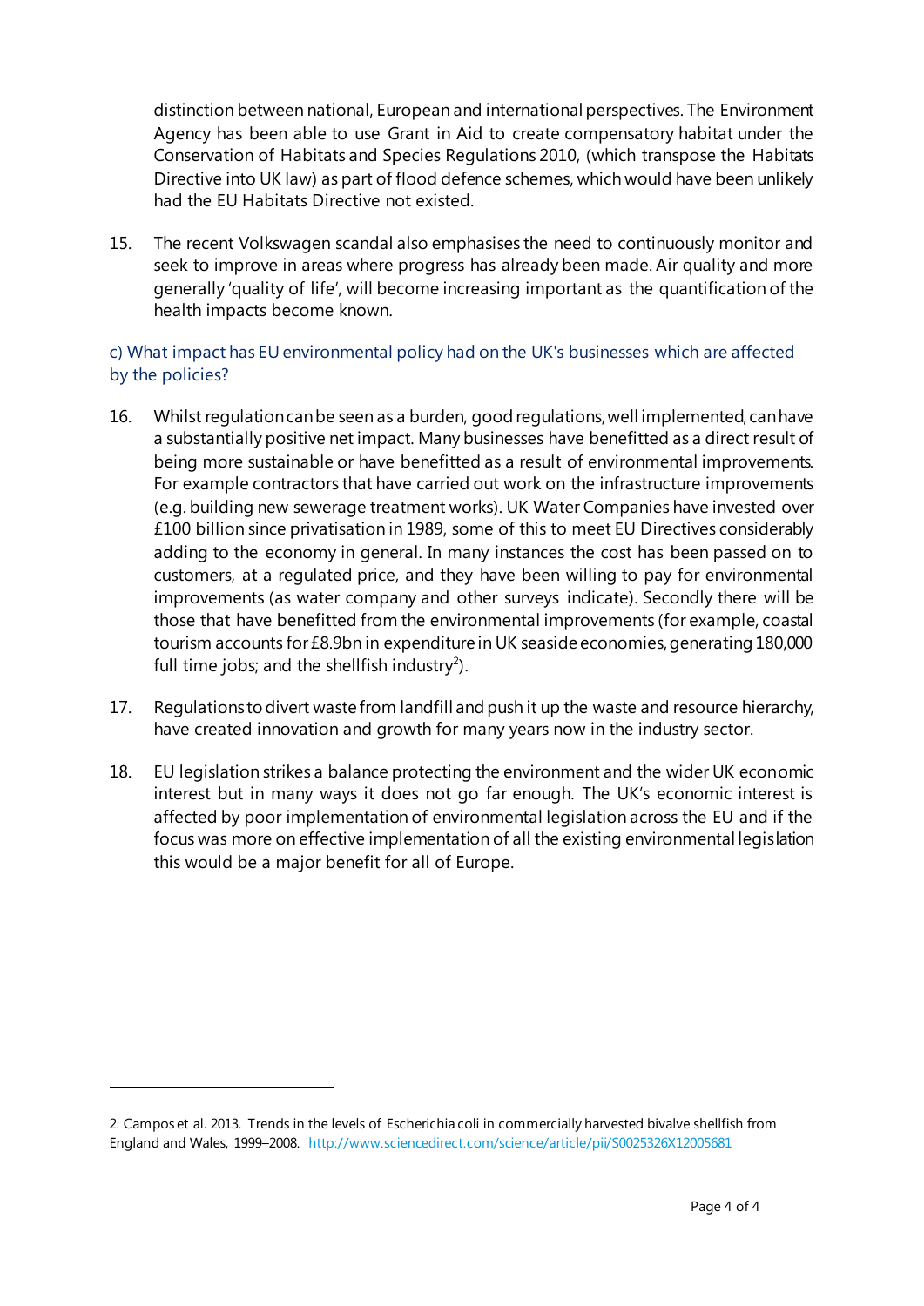distinction between national, European and international perspectives. The Environment Agency has been able to use Grant in Aid to create compensatory habitat under the Conservation of Habitats and Species Regulations 2010, (which transpose the Habitats Directive into UK law) as part of flood defence schemes, which would have been unlikely had the EU Habitats Directive not existed.

15. The recent Volkswagen scandal also emphasises the need to continuously monitor and seek to improve in areas where progress has already been made. Air quality and more generally 'quality of life', will become increasing important as the quantification of the health impacts become known.

### c) What impact has EU environmental policy had on the UK's businesses which are affected by the policies?

16. Whilst regulation can be seen as a burden, good regulations, well implemented, can have a substantially positive net impact. Many businesses have benefitted as a direct result of being more sustainable or have benefitted as a result of environmental improvements. For example contractors that have carried out work on the infrastructure improvements (e.g. building new sewerage treatment works). UK Water Companies have invested over £100 billion since privatisation in 1989, some of this to meet EU Directives considerably adding to the economy in general. In many instances the cost has been passed on to customers, at a regulated price, and they have been willing to pay for environmental improvements (as water company and other surveys indicate). Secondly there will be those that have benefitted from the environmental improvements (for example, coastal tourism accounts for £8.9bn in expenditure in UK seaside economies, generating 180,000 full time jobs; and the shellfish industry[2]).

17. Regulations to divert waste from landfill and push it up the waste and resource hierarchy, have created innovation and growth for many years now in the industry sector.

18. EU legislation strikes a balance protecting the environment and the wider UK economic interest but in many ways it does not go far enough. The UK's economic interest is affected by poor implementation of environmental legislation across the EU and if the focus was more on effective implementation of all the existing environmental legislation this would be a major benefit for all of Europe.

---

2. Campos et al. 2013. Trends in the levels of Escherichia coli in commercially harvested bivalve shellfish from England and Wales, 1999–2008. http://www.sciencedirect.com/science/article/pii/S0025326X12005681